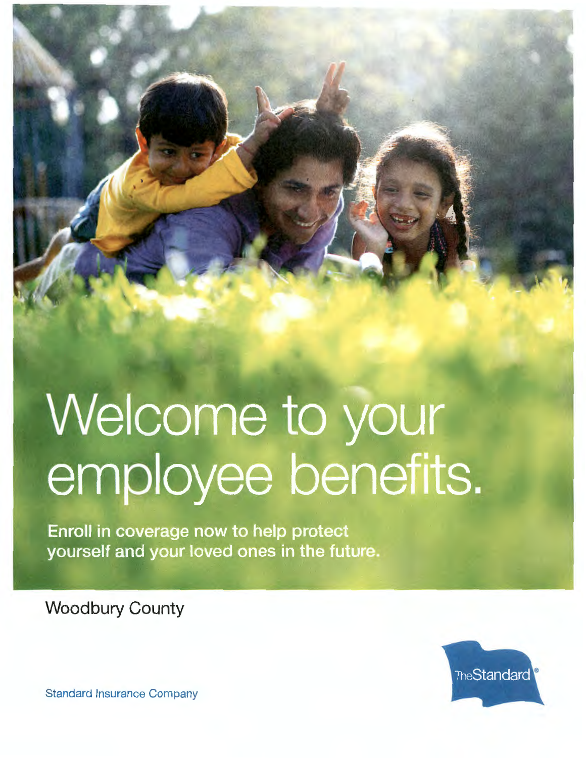# Welcome to your employee benefits.

**Enroll in coverage now to help protect yourself and your loved ones in the future.**

Woodbury County

Standard Insurance Company

The Standard®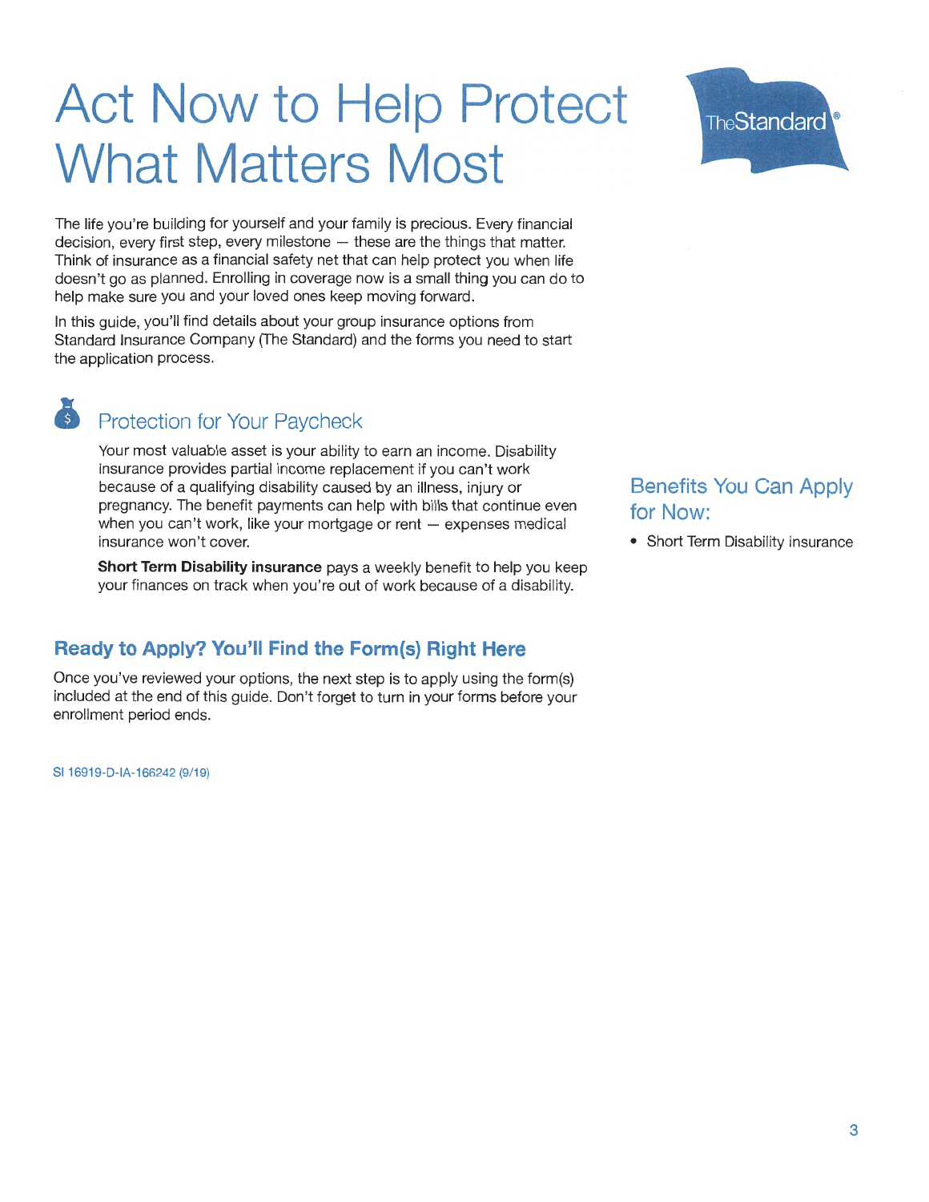# Act Now to Help Protect What Matters Most

TheStandard®

The life you're building for yourself and your family is precious. Every financial decision, every first step, every milestone — these are the things that matter. Think of insurance as a financial safety net that can help protect you when life doesn't go as planned. Enrolling in coverage now is a small thing you can do to help make sure you and your loved ones keep moving forward.

In this guide, you'll find details about your group insurance options from Standard Insurance Company (The Standard) and the forms you need to start the application process.

## Protection for Your Paycheck

Your most valuable asset is your ability to earn an income. Disability insurance provides partial income replacement if you can't work because of a qualifying disability caused by an illness, injury or pregnancy. The benefit payments can help with bills that continue even when you can't work, like your mortgage or rent — expenses medical insurance won't cover.

**Short Term Disability insurance** pays a weekly benefit to help you keep your finances on track when you're out of work because of a disability.

## Benefits You Can Apply for Now:

- Short Term Disability insurance

## Ready to Apply? You'll Find the Form(s) Right Here

Once you've reviewed your options, the next step is to apply using the form(s) included at the end of this guide. Don't forget to turn in your forms before your enrollment period ends.

SI 16919-D-IA-166242 (9/19)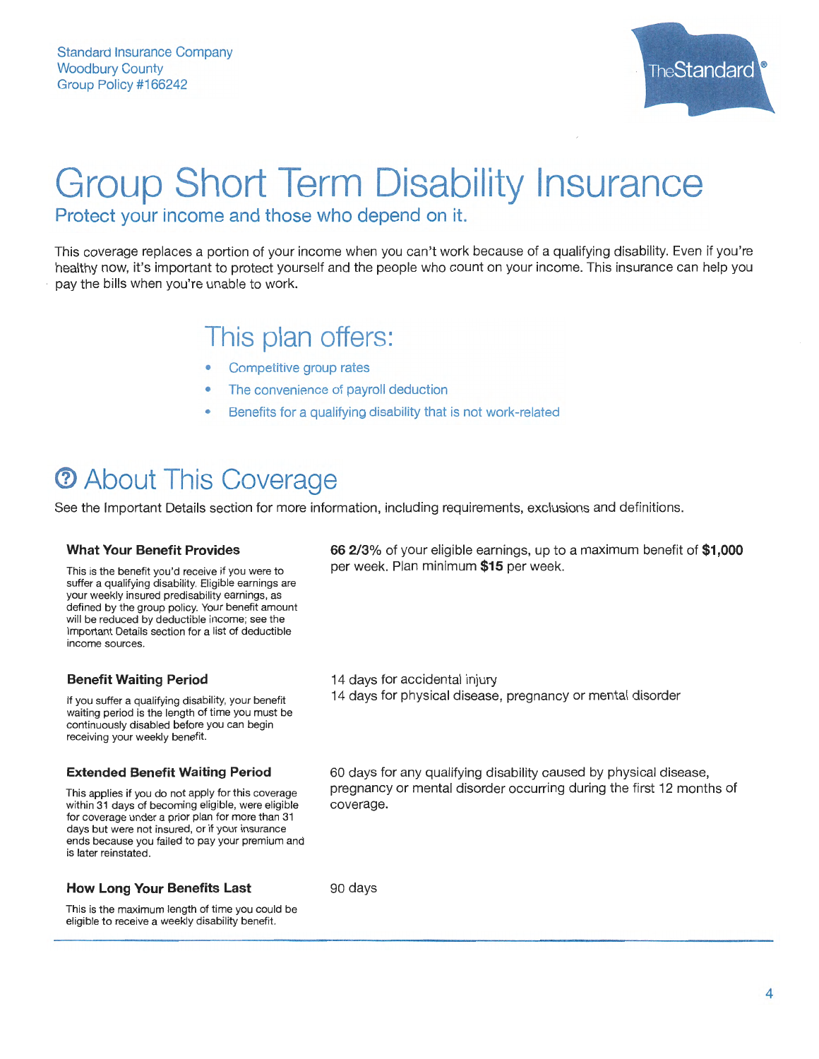Standard Insurance Company
Woodbury County
Group Policy #166242

TheStandard®

# Group Short Term Disability Insurance

## Protect your income and those who depend on it.

This coverage replaces a portion of your income when you can't work because of a qualifying disability. Even if you're healthy now, it's important to protect yourself and the people who count on your income. This insurance can help you pay the bills when you're unable to work.

## This plan offers:

- Competitive group rates
- The convenience of payroll deduction
- Benefits for a qualifying disability that is not work-related

## About This Coverage

See the Important Details section for more information, including requirements, exclusions and definitions.

| | |
|---|---|
| **What Your Benefit Provides**<br>This is the benefit you'd receive if you were to suffer a qualifying disability. Eligible earnings are your weekly insured predisability earnings, as defined by the group policy. Your benefit amount will be reduced by deductible income; see the Important Details section for a list of deductible income sources. | **66 2/3%** of your eligible earnings, up to a maximum benefit of **$1,000** per week. Plan minimum **$15** per week. |
| **Benefit Waiting Period**<br>If you suffer a qualifying disability, your benefit waiting period is the length of time you must be continuously disabled before you can begin receiving your weekly benefit. | 14 days for accidental injury<br>14 days for physical disease, pregnancy or mental disorder |
| **Extended Benefit Waiting Period**<br>This applies if you do not apply for this coverage within 31 days of becoming eligible, were eligible for coverage under a prior plan for more than 31 days but were not insured, or if your insurance ends because you failed to pay your premium and is later reinstated. | 60 days for any qualifying disability caused by physical disease, pregnancy or mental disorder occurring during the first 12 months of coverage. |
| **How Long Your Benefits Last**<br>This is the maximum length of time you could be eligible to receive a weekly disability benefit. | 90 days |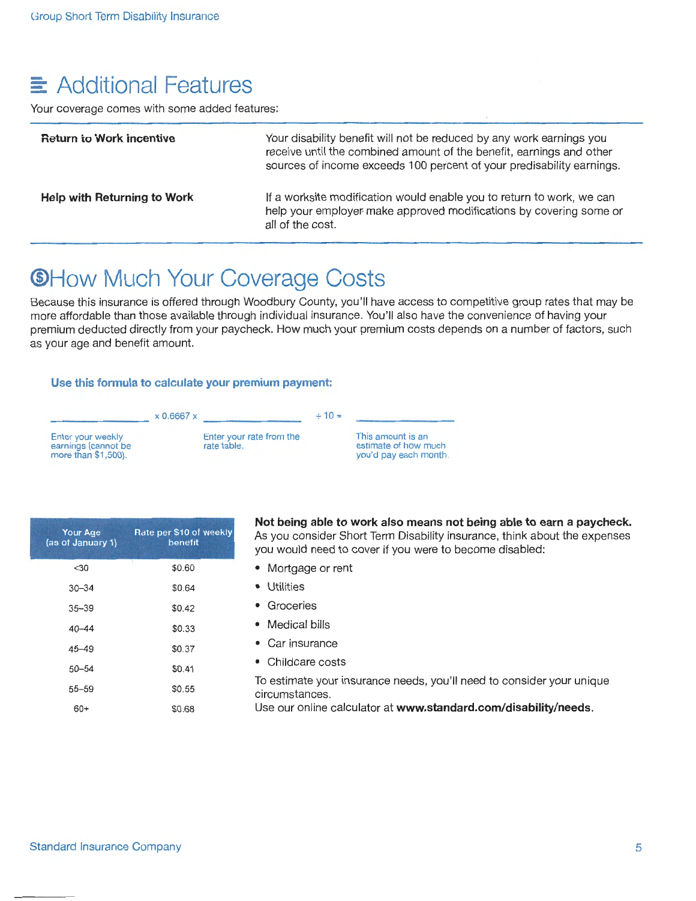## Additional Features

Your coverage comes with some added features:

| | |
|---|---|
| **Return to Work incentive** | Your disability benefit will not be reduced by any work earnings you receive until the combined amount of the benefit, earnings and other sources of income exceeds 100 percent of your predisability earnings. |
| **Help with Returning to Work** | If a worksite modification would enable you to return to work, we can help your employer make approved modifications by covering some or all of the cost. |

## How Much Your Coverage Costs

Because this insurance is offered through Woodbury County, you'll have access to competitive group rates that may be more affordable than those available through individual insurance. You'll also have the convenience of having your premium deducted directly from your paycheck. How much your premium costs depends on a number of factors, such as your age and benefit amount.

### Use this formula to calculate your premium payment:

\_\_\_\_\_\_\_\_\_\_ × 0.6667 × \_\_\_\_\_\_\_\_\_\_ ÷ 10 = \_\_\_\_\_\_\_\_\_\_

Enter your weekly earnings (cannot be more than $1,500). | Enter your rate from the rate table. | This amount is an estimate of how much you'd pay each month.

| Your Age (as of January 1) | Rate per $10 of weekly benefit |
|---|---|
| <30 | $0.60 |
| 30–34 | $0.64 |
| 35–39 | $0.42 |
| 40–44 | $0.33 |
| 45–49 | $0.37 |
| 50–54 | $0.41 |
| 55–59 | $0.55 |
| 60+ | $0.68 |

**Not being able to work also means not being able to earn a paycheck.** As you consider Short Term Disability insurance, think about the expenses you would need to cover if you were to become disabled:

- Mortgage or rent
- Utilities
- Groceries
- Medical bills
- Car insurance
- Childcare costs

To estimate your insurance needs, you'll need to consider your unique circumstances.
Use our online calculator at **www.standard.com/disability/needs**.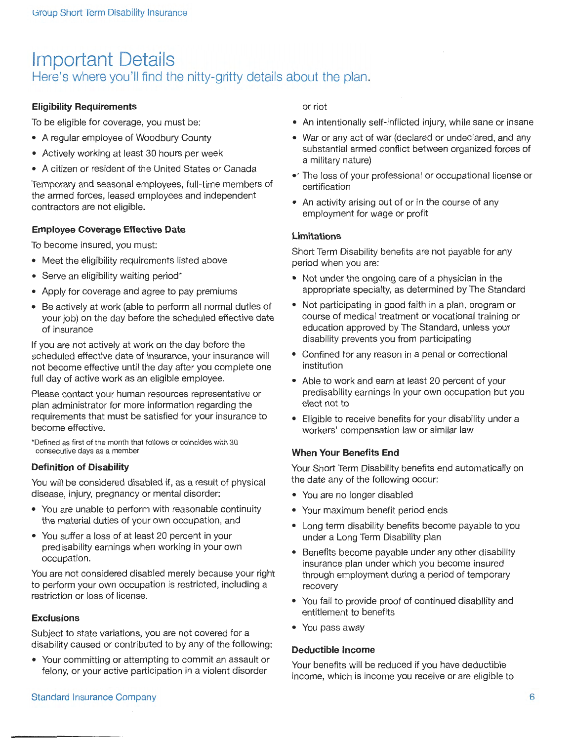# Important Details

## Here's where you'll find the nitty-gritty details about the plan.

### Eligibility Requirements

To be eligible for coverage, you must be:

- A regular employee of Woodbury County
- Actively working at least 30 hours per week
- A citizen or resident of the United States or Canada

Temporary and seasonal employees, full-time members of the armed forces, leased employees and independent contractors are not eligible.

### Employee Coverage Effective Date

To become insured, you must:

- Meet the eligibility requirements listed above
- Serve an eligibility waiting period*
- Apply for coverage and agree to pay premiums
- Be actively at work (able to perform all normal duties of your job) on the day before the scheduled effective date of insurance

If you are not actively at work on the day before the scheduled effective date of insurance, your insurance will not become effective until the day after you complete one full day of active work as an eligible employee.

Please contact your human resources representative or plan administrator for more information regarding the requirements that must be satisfied for your insurance to become effective.

*Defined as first of the month that follows or coincides with 30 consecutive days as a member

### Definition of Disability

You will be considered disabled if, as a result of physical disease, injury, pregnancy or mental disorder:

- You are unable to perform with reasonable continuity the material duties of your own occupation, and
- You suffer a loss of at least 20 percent in your predisability earnings when working in your own occupation.

You are not considered disabled merely because your right to perform your own occupation is restricted, including a restriction or loss of license.

### Exclusions

Subject to state variations, you are not covered for a disability caused or contributed to by any of the following:

- Your committing or attempting to commit an assault or felony, or your active participation in a violent disorder or riot
- An intentionally self-inflicted injury, while sane or insane
- War or any act of war (declared or undeclared, and any substantial armed conflict between organized forces of a military nature)
- The loss of your professional or occupational license or certification
- An activity arising out of or in the course of any employment for wage or profit

### Limitations

Short Term Disability benefits are not payable for any period when you are:

- Not under the ongoing care of a physician in the appropriate specialty, as determined by The Standard
- Not participating in good faith in a plan, program or course of medical treatment or vocational training or education approved by The Standard, unless your disability prevents you from participating
- Confined for any reason in a penal or correctional institution
- Able to work and earn at least 20 percent of your predisability earnings in your own occupation but you elect not to
- Eligible to receive benefits for your disability under a workers' compensation law or similar law

### When Your Benefits End

Your Short Term Disability benefits end automatically on the date any of the following occur:

- You are no longer disabled
- Your maximum benefit period ends
- Long term disability benefits become payable to you under a Long Term Disability plan
- Benefits become payable under any other disability insurance plan under which you become insured through employment during a period of temporary recovery
- You fail to provide proof of continued disability and entitlement to benefits
- You pass away

### Deductible Income

Your benefits will be reduced if you have deductible income, which is income you receive or are eligible to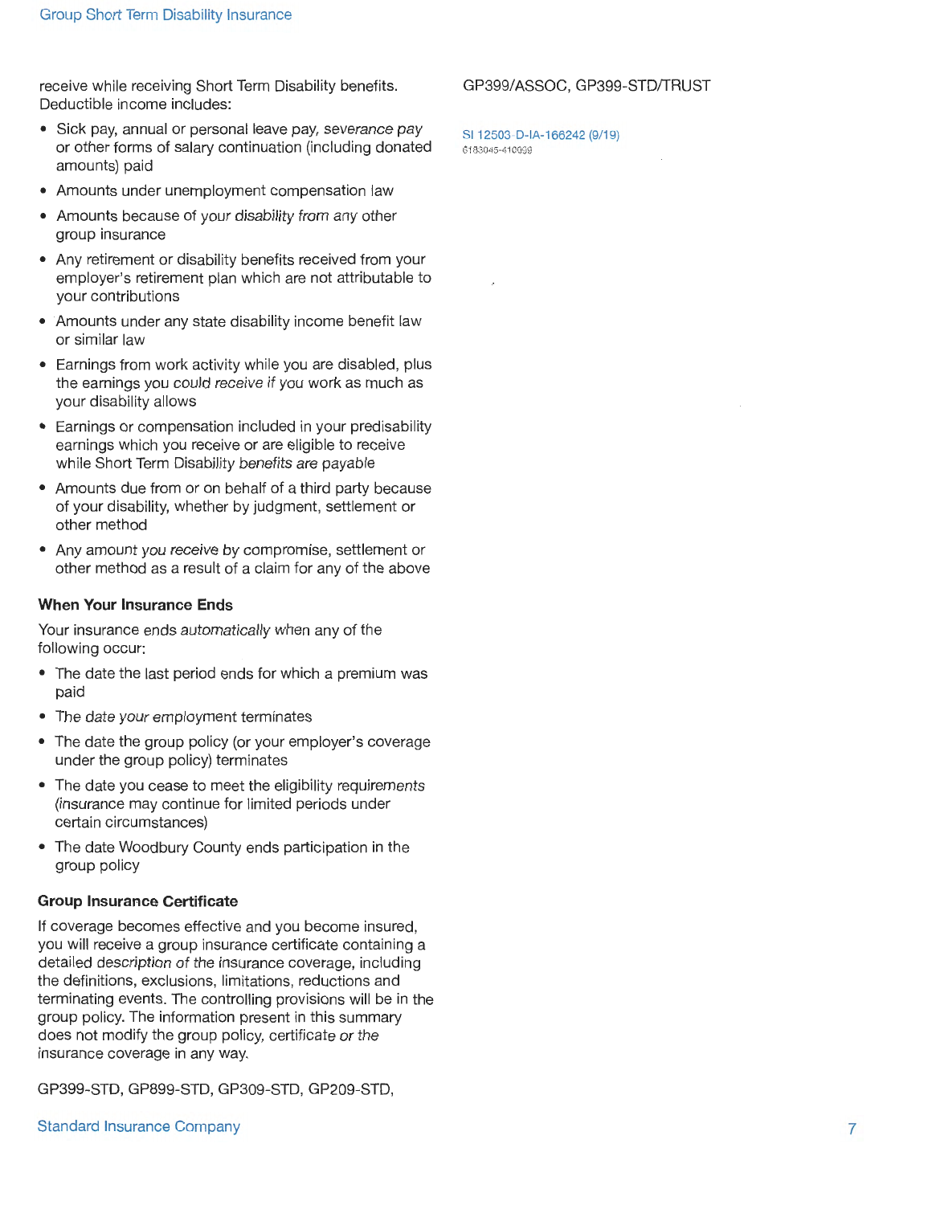receive while receiving Short Term Disability benefits. Deductible income includes:

- Sick pay, annual or personal leave pay, severance pay or other forms of salary continuation (including donated amounts) paid
- Amounts under unemployment compensation law
- Amounts because of your disability from any other group insurance
- Any retirement or disability benefits received from your employer's retirement plan which are not attributable to your contributions
- Amounts under any state disability income benefit law or similar law
- Earnings from work activity while you are disabled, plus the earnings you could receive if you work as much as your disability allows
- Earnings or compensation included in your predisability earnings which you receive or are eligible to receive while Short Term Disability benefits are payable
- Amounts due from or on behalf of a third party because of your disability, whether by judgment, settlement or other method
- Any amount you receive by compromise, settlement or other method as a result of a claim for any of the above

### When Your Insurance Ends

Your insurance ends automatically when any of the following occur:

- The date the last period ends for which a premium was paid
- The date your employment terminates
- The date the group policy (or your employer's coverage under the group policy) terminates
- The date you cease to meet the eligibility requirements (insurance may continue for limited periods under certain circumstances)
- The date Woodbury County ends participation in the group policy

### Group Insurance Certificate

If coverage becomes effective and you become insured, you will receive a group insurance certificate containing a detailed description of the insurance coverage, including the definitions, exclusions, limitations, reductions and terminating events. The controlling provisions will be in the group policy. The information present in this summary does not modify the group policy, certificate or the insurance coverage in any way.

GP399-STD, GP899-STD, GP309-STD, GP209-STD, GP399/ASSOC, GP399-STD/TRUST

SI 12503-D-IA-166242 (9/19)
6183045-410099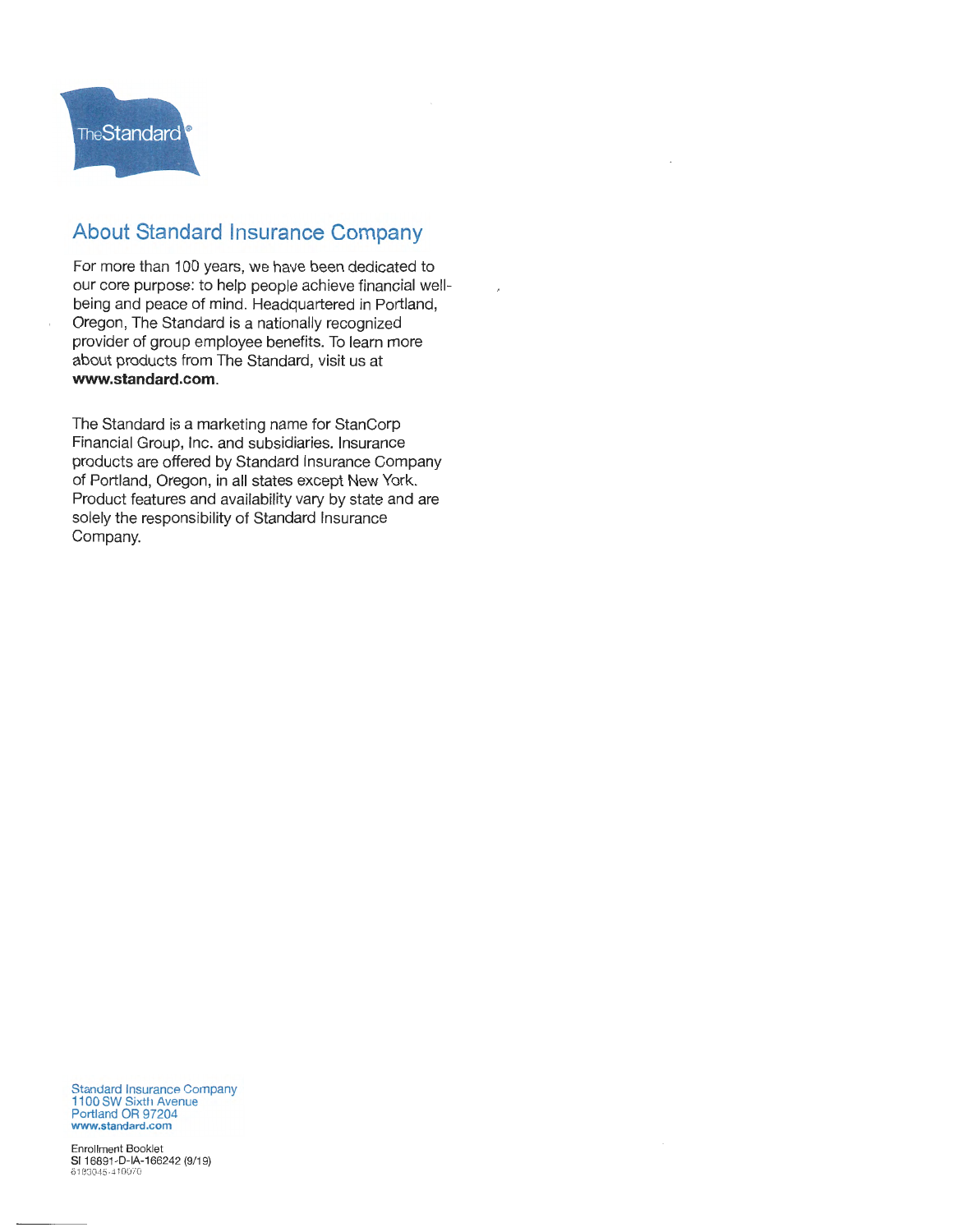TheStandard®

## About Standard Insurance Company

For more than 100 years, we have been dedicated to our core purpose: to help people achieve financial well-being and peace of mind. Headquartered in Portland, Oregon, The Standard is a nationally recognized provider of group employee benefits. To learn more about products from The Standard, visit us at **www.standard.com**.

The Standard is a marketing name for StanCorp Financial Group, Inc. and subsidiaries. Insurance products are offered by Standard Insurance Company of Portland, Oregon, in all states except New York. Product features and availability vary by state and are solely the responsibility of Standard Insurance Company.

Standard Insurance Company
1100 SW Sixth Avenue
Portland OR 97204
**www.standard.com**

Enrollment Booklet
SI 16891-D-IA-166242 (9/19)
6183045-410070